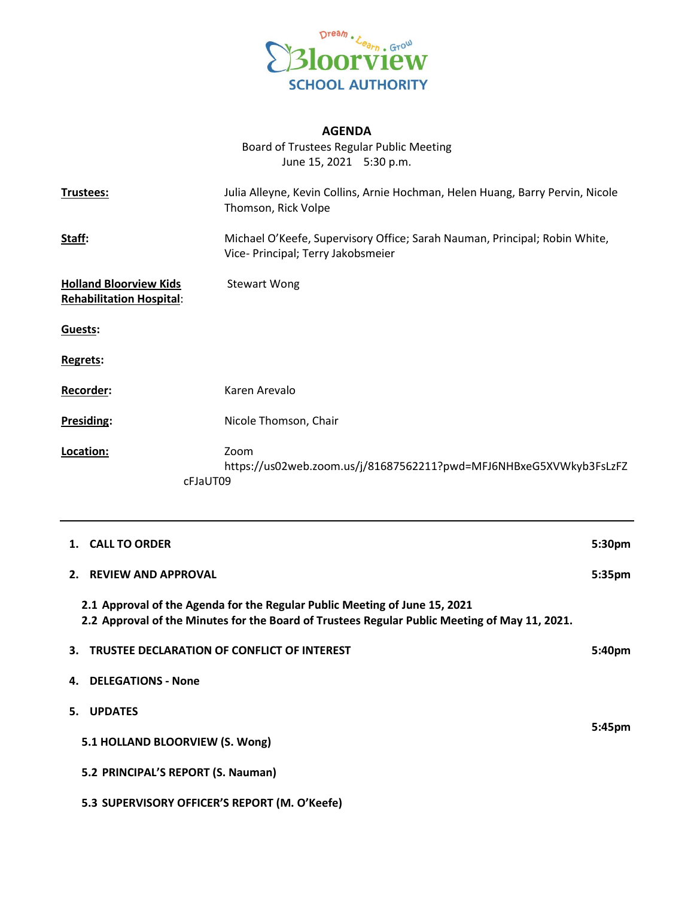Dream . Learn . Grow

Bloorview

SCHOOL AUTHORITY

# AGENDA

Board of Trustees Regular Public Meeting
June 15, 2021 5:30 p.m.

**Trustees:** Julia Alleyne, Kevin Collins, Arnie Hochman, Helen Huang, Barry Pervin, Nicole Thomson, Rick Volpe

**Staff:** Michael O'Keefe, Supervisory Office; Sarah Nauman, Principal; Robin White, Vice- Principal; Terry Jakobsmeier

**Holland Bloorview Kids Rehabilitation Hospital:** Stewart Wong

**Guests:**

**Regrets:**

**Recorder:** Karen Arevalo

**Presiding:** Nicole Thomson, Chair

**Location:** Zoom
https://us02web.zoom.us/j/81687562211?pwd=MFJ6NHBxeG5XVWkyb3FsLzFZcFJaUT09

---

**1. CALL TO ORDER** **5:30pm**

**2. REVIEW AND APPROVAL** **5:35pm**

**2.1 Approval of the Agenda for the Regular Public Meeting of June 15, 2021**
**2.2 Approval of the Minutes for the Board of Trustees Regular Public Meeting of May 11, 2021.**

**3. TRUSTEE DECLARATION OF CONFLICT OF INTEREST** **5:40pm**

**4. DELEGATIONS - None**

**5. UPDATES** **5:45pm**

**5.1 HOLLAND BLOORVIEW (S. Wong)**

**5.2 PRINCIPAL'S REPORT (S. Nauman)**

**5.3 SUPERVISORY OFFICER'S REPORT (M. O'Keefe)**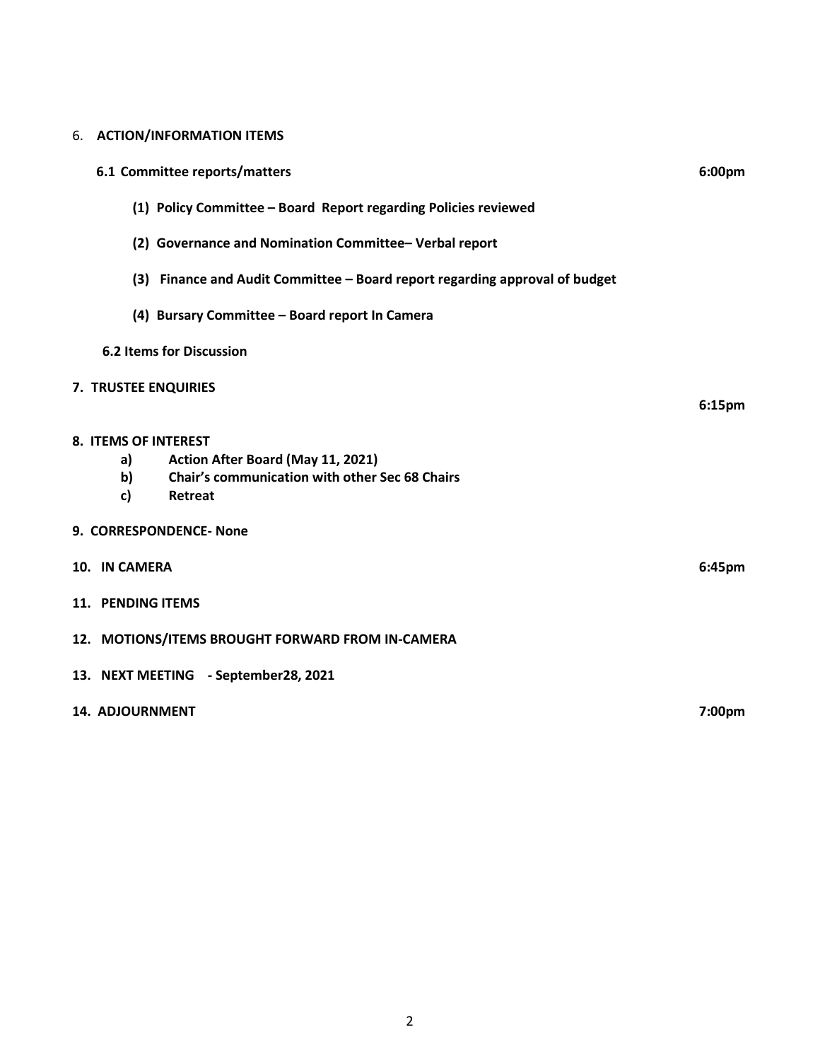6. **ACTION/INFORMATION ITEMS**

**6.1 Committee reports/matters** **6:00pm**

**(1) Policy Committee – Board Report regarding Policies reviewed**

**(2) Governance and Nomination Committee– Verbal report**

**(3) Finance and Audit Committee – Board report regarding approval of budget**

**(4) Bursary Committee – Board report In Camera**

**6.2 Items for Discussion**

**7. TRUSTEE ENQUIRIES** **6:15pm**

**8. ITEMS OF INTEREST**

- **a) Action After Board (May 11, 2021)**
- **b) Chair's communication with other Sec 68 Chairs**
- **c) Retreat**

**9. CORRESPONDENCE- None**

**10. IN CAMERA** **6:45pm**

**11. PENDING ITEMS**

**12. MOTIONS/ITEMS BROUGHT FORWARD FROM IN-CAMERA**

**13. NEXT MEETING - September28, 2021**

**14. ADJOURNMENT** **7:00pm**